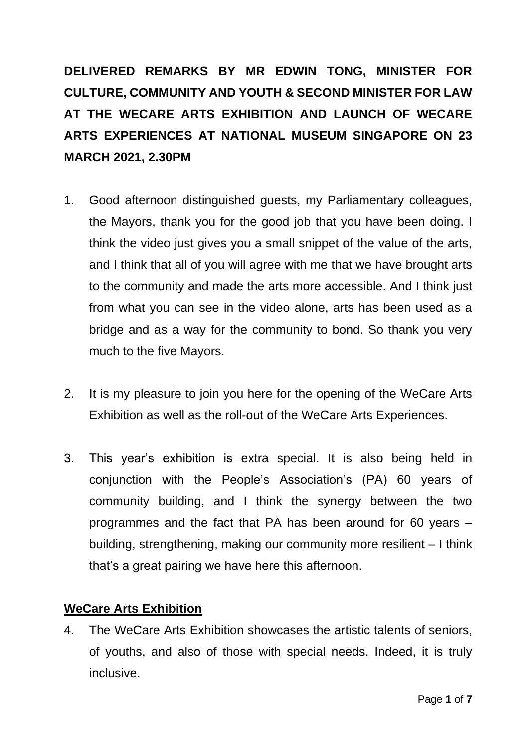**DELIVERED REMARKS BY MR EDWIN TONG, MINISTER FOR CULTURE, COMMUNITY AND YOUTH & SECOND MINISTER FOR LAW AT THE WECARE ARTS EXHIBITION AND LAUNCH OF WECARE ARTS EXPERIENCES AT NATIONAL MUSEUM SINGAPORE ON 23 MARCH 2021, 2.30PM**

1. Good afternoon distinguished guests, my Parliamentary colleagues, the Mayors, thank you for the good job that you have been doing. I think the video just gives you a small snippet of the value of the arts, and I think that all of you will agree with me that we have brought arts to the community and made the arts more accessible. And I think just from what you can see in the video alone, arts has been used as a bridge and as a way for the community to bond. So thank you very much to the five Mayors.

2. It is my pleasure to join you here for the opening of the WeCare Arts Exhibition as well as the roll-out of the WeCare Arts Experiences.

3. This year's exhibition is extra special. It is also being held in conjunction with the People's Association's (PA) 60 years of community building, and I think the synergy between the two programmes and the fact that PA has been around for 60 years – building, strengthening, making our community more resilient – I think that's a great pairing we have here this afternoon.

**WeCare Arts Exhibition**

4. The WeCare Arts Exhibition showcases the artistic talents of seniors, of youths, and also of those with special needs. Indeed, it is truly inclusive.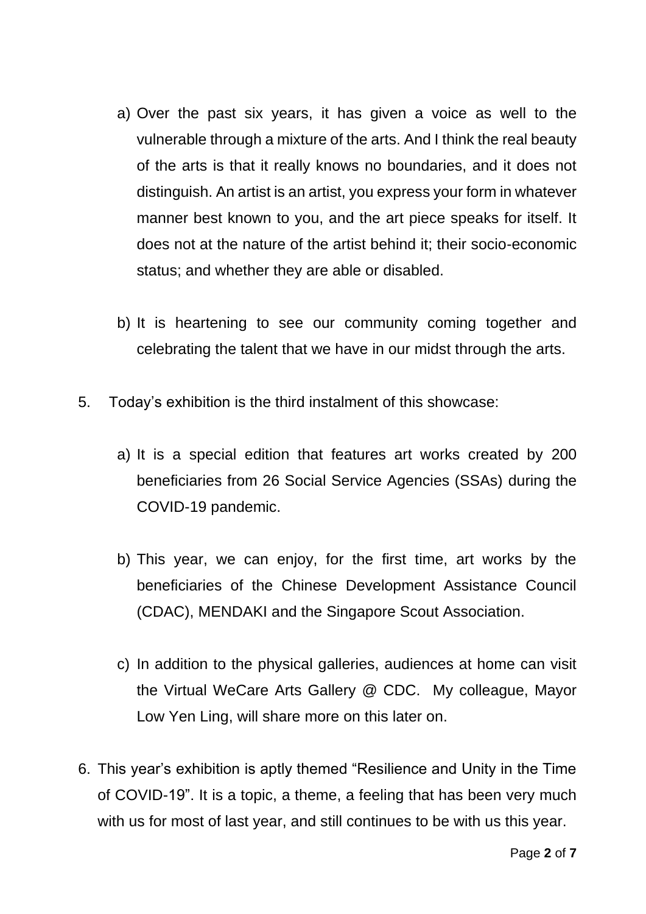a) Over the past six years, it has given a voice as well to the vulnerable through a mixture of the arts. And I think the real beauty of the arts is that it really knows no boundaries, and it does not distinguish. An artist is an artist, you express your form in whatever manner best known to you, and the art piece speaks for itself. It does not at the nature of the artist behind it; their socio-economic status; and whether they are able or disabled.

b) It is heartening to see our community coming together and celebrating the talent that we have in our midst through the arts.

5. Today's exhibition is the third instalment of this showcase:

   a) It is a special edition that features art works created by 200 beneficiaries from 26 Social Service Agencies (SSAs) during the COVID-19 pandemic.

   b) This year, we can enjoy, for the first time, art works by the beneficiaries of the Chinese Development Assistance Council (CDAC), MENDAKI and the Singapore Scout Association.

   c) In addition to the physical galleries, audiences at home can visit the Virtual WeCare Arts Gallery @ CDC. My colleague, Mayor Low Yen Ling, will share more on this later on.

6. This year's exhibition is aptly themed "Resilience and Unity in the Time of COVID-19". It is a topic, a theme, a feeling that has been very much with us for most of last year, and still continues to be with us this year.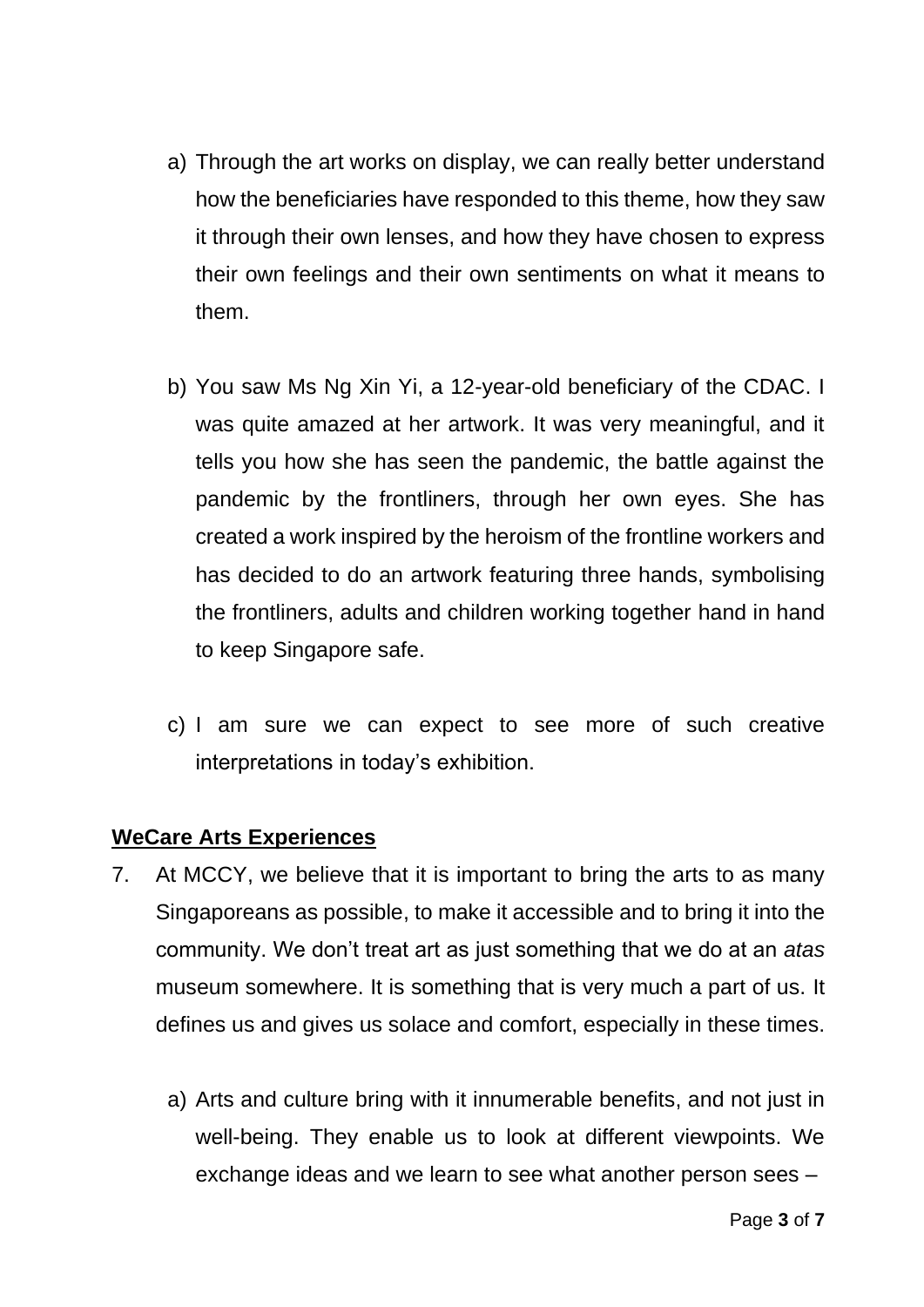a) Through the art works on display, we can really better understand how the beneficiaries have responded to this theme, how they saw it through their own lenses, and how they have chosen to express their own feelings and their own sentiments on what it means to them.

b) You saw Ms Ng Xin Yi, a 12-year-old beneficiary of the CDAC. I was quite amazed at her artwork. It was very meaningful, and it tells you how she has seen the pandemic, the battle against the pandemic by the frontliners, through her own eyes. She has created a work inspired by the heroism of the frontline workers and has decided to do an artwork featuring three hands, symbolising the frontliners, adults and children working together hand in hand to keep Singapore safe.

c) I am sure we can expect to see more of such creative interpretations in today's exhibition.

**<u>WeCare Arts Experiences</u>**

7. At MCCY, we believe that it is important to bring the arts to as many Singaporeans as possible, to make it accessible and to bring it into the community. We don't treat art as just something that we do at an *atas* museum somewhere. It is something that is very much a part of us. It defines us and gives us solace and comfort, especially in these times.

   a) Arts and culture bring with it innumerable benefits, and not just in well-being. They enable us to look at different viewpoints. We exchange ideas and we learn to see what another person sees –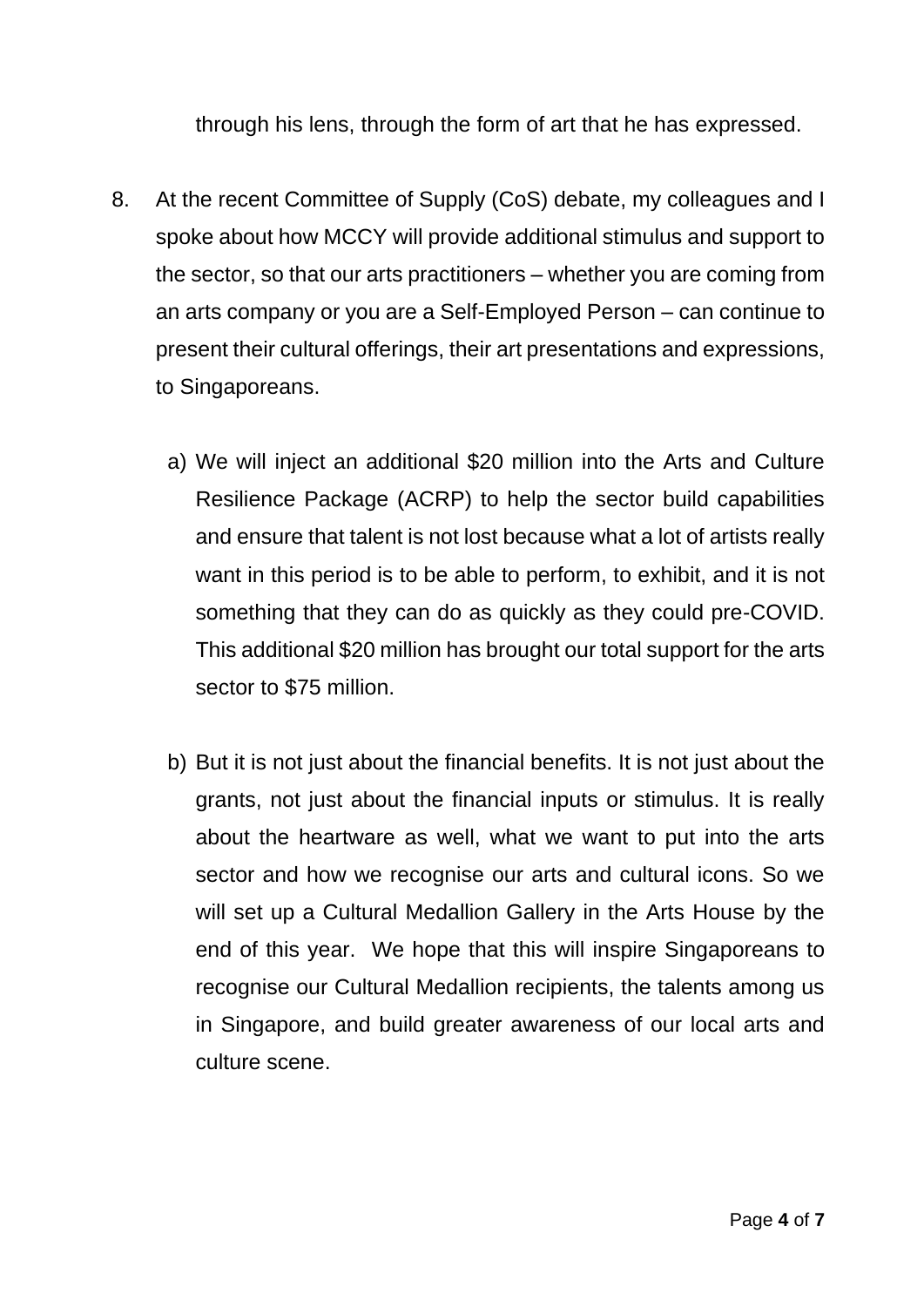through his lens, through the form of art that he has expressed.

8. At the recent Committee of Supply (CoS) debate, my colleagues and I spoke about how MCCY will provide additional stimulus and support to the sector, so that our arts practitioners – whether you are coming from an arts company or you are a Self-Employed Person – can continue to present their cultural offerings, their art presentations and expressions, to Singaporeans.

   a) We will inject an additional $20 million into the Arts and Culture Resilience Package (ACRP) to help the sector build capabilities and ensure that talent is not lost because what a lot of artists really want in this period is to be able to perform, to exhibit, and it is not something that they can do as quickly as they could pre-COVID. This additional $20 million has brought our total support for the arts sector to $75 million.

   b) But it is not just about the financial benefits. It is not just about the grants, not just about the financial inputs or stimulus. It is really about the heartware as well, what we want to put into the arts sector and how we recognise our arts and cultural icons. So we will set up a Cultural Medallion Gallery in the Arts House by the end of this year. We hope that this will inspire Singaporeans to recognise our Cultural Medallion recipients, the talents among us in Singapore, and build greater awareness of our local arts and culture scene.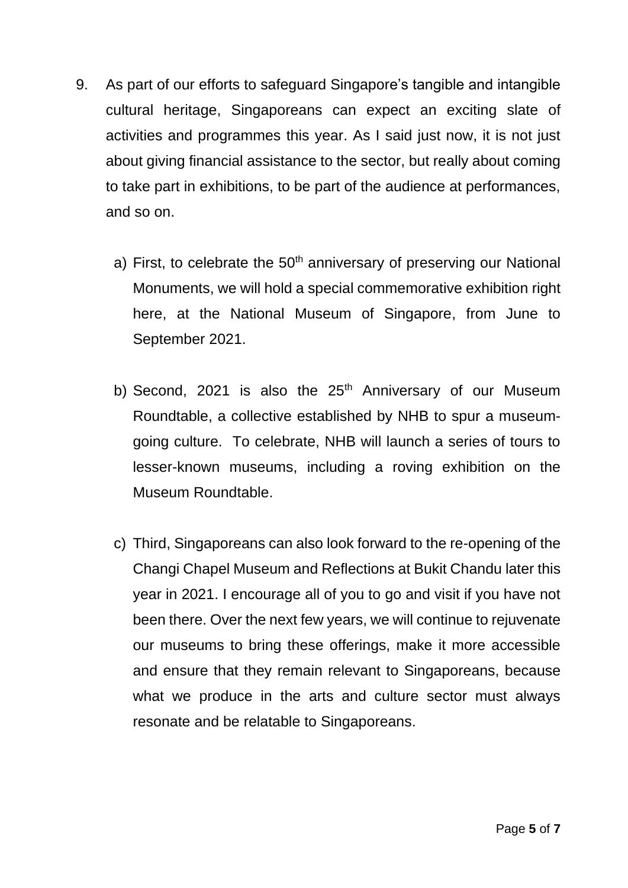9. As part of our efforts to safeguard Singapore's tangible and intangible cultural heritage, Singaporeans can expect an exciting slate of activities and programmes this year. As I said just now, it is not just about giving financial assistance to the sector, but really about coming to take part in exhibitions, to be part of the audience at performances, and so on.

   a) First, to celebrate the 50th anniversary of preserving our National Monuments, we will hold a special commemorative exhibition right here, at the National Museum of Singapore, from June to September 2021.

   b) Second, 2021 is also the 25th Anniversary of our Museum Roundtable, a collective established by NHB to spur a museum-going culture. To celebrate, NHB will launch a series of tours to lesser-known museums, including a roving exhibition on the Museum Roundtable.

   c) Third, Singaporeans can also look forward to the re-opening of the Changi Chapel Museum and Reflections at Bukit Chandu later this year in 2021. I encourage all of you to go and visit if you have not been there. Over the next few years, we will continue to rejuvenate our museums to bring these offerings, make it more accessible and ensure that they remain relevant to Singaporeans, because what we produce in the arts and culture sector must always resonate and be relatable to Singaporeans.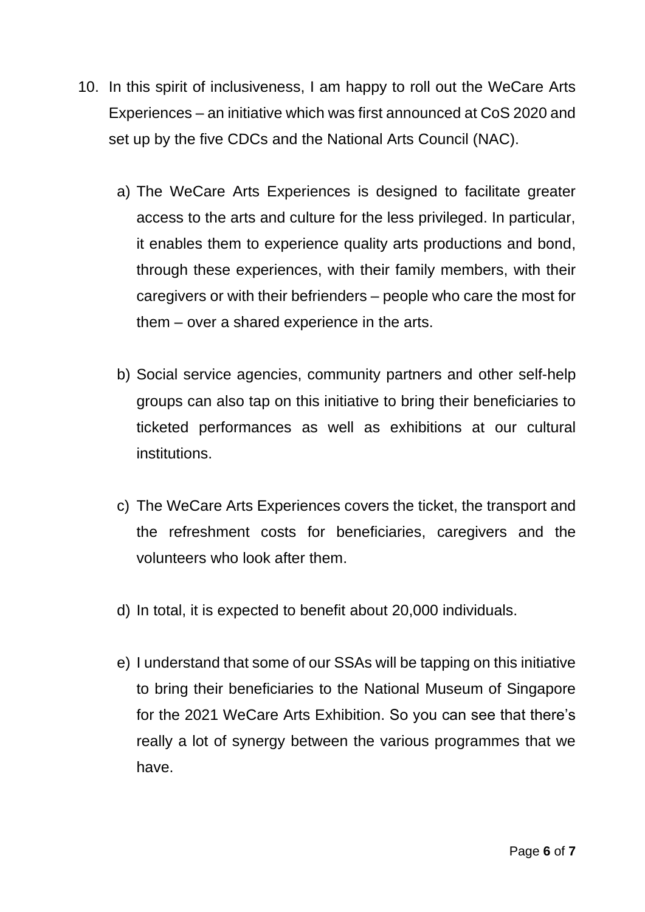10. In this spirit of inclusiveness, I am happy to roll out the WeCare Arts Experiences – an initiative which was first announced at CoS 2020 and set up by the five CDCs and the National Arts Council (NAC).

    a) The WeCare Arts Experiences is designed to facilitate greater access to the arts and culture for the less privileged. In particular, it enables them to experience quality arts productions and bond, through these experiences, with their family members, with their caregivers or with their befrienders – people who care the most for them – over a shared experience in the arts.

    b) Social service agencies, community partners and other self-help groups can also tap on this initiative to bring their beneficiaries to ticketed performances as well as exhibitions at our cultural institutions.

    c) The WeCare Arts Experiences covers the ticket, the transport and the refreshment costs for beneficiaries, caregivers and the volunteers who look after them.

    d) In total, it is expected to benefit about 20,000 individuals.

    e) I understand that some of our SSAs will be tapping on this initiative to bring their beneficiaries to the National Museum of Singapore for the 2021 WeCare Arts Exhibition. So you can see that there's really a lot of synergy between the various programmes that we have.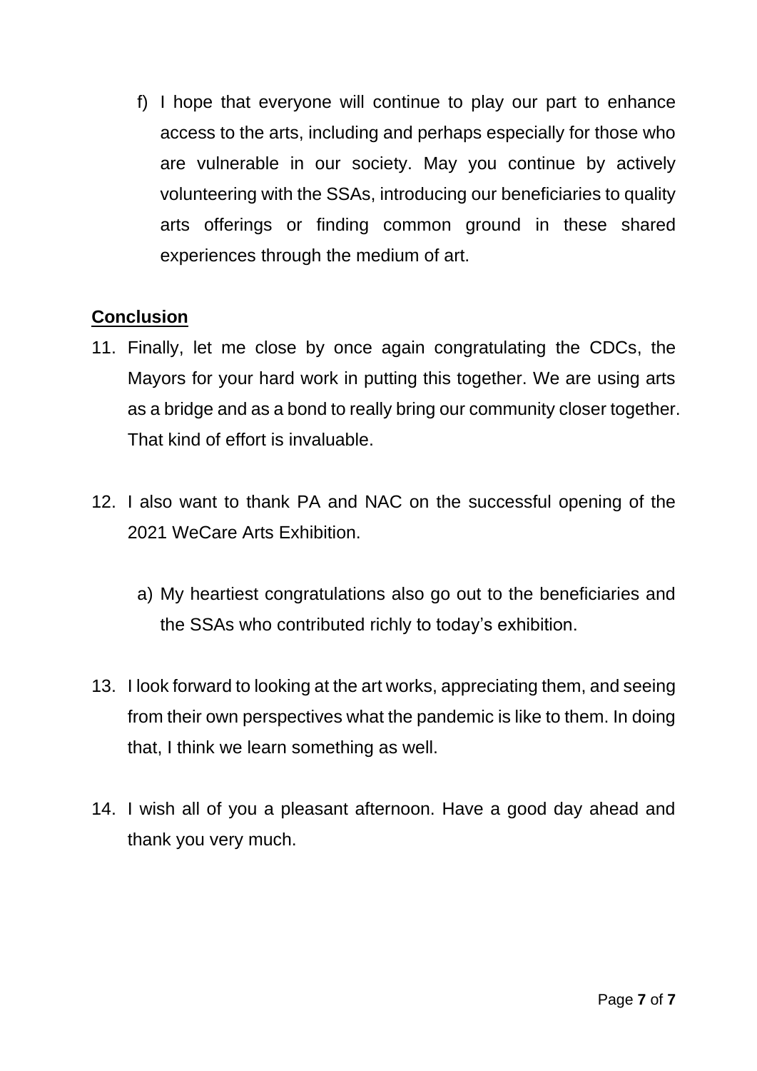f) I hope that everyone will continue to play our part to enhance access to the arts, including and perhaps especially for those who are vulnerable in our society. May you continue by actively volunteering with the SSAs, introducing our beneficiaries to quality arts offerings or finding common ground in these shared experiences through the medium of art.

**Conclusion**

11. Finally, let me close by once again congratulating the CDCs, the Mayors for your hard work in putting this together. We are using arts as a bridge and as a bond to really bring our community closer together. That kind of effort is invaluable.

12. I also want to thank PA and NAC on the successful opening of the 2021 WeCare Arts Exhibition.

    a) My heartiest congratulations also go out to the beneficiaries and the SSAs who contributed richly to today's exhibition.

13. I look forward to looking at the art works, appreciating them, and seeing from their own perspectives what the pandemic is like to them. In doing that, I think we learn something as well.

14. I wish all of you a pleasant afternoon. Have a good day ahead and thank you very much.